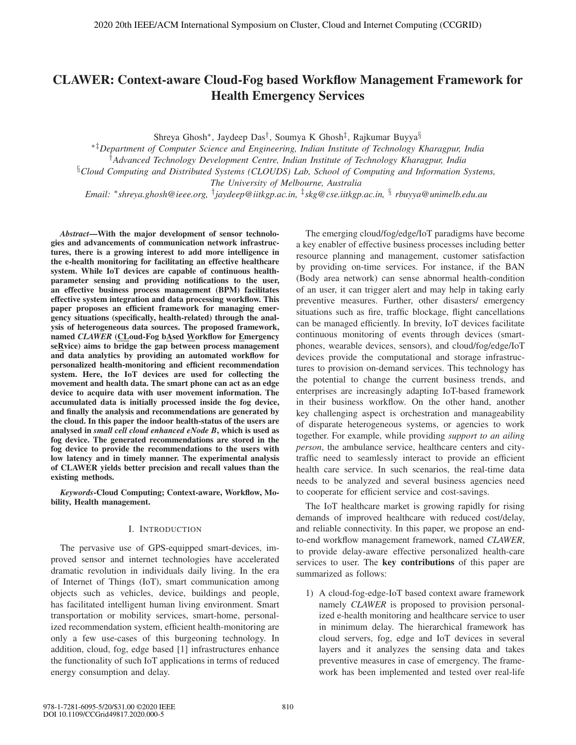# CLAWER: Context-aware Cloud-Fog based Workflow Management Framework for Health Emergency Services

Shreya Ghosh[*], Jaydeep Das[†], Soumya K Ghosh[‡], Rajkumar Buyya[§]

[*‡]*Department of Computer Science and Engineering, Indian Institute of Technology Kharagpur, India*

[†]*Advanced Technology Development Centre, Indian Institute of Technology Kharagpur, India*

[§]*Cloud Computing and Distributed Systems (CLOUDS) Lab, School of Computing and Information Systems, The University of Melbourne, Australia*

*Email: [*]shreya.ghosh@ieee.org, [†]jaydeep@iitkgp.ac.in, [‡]skg@cse.iitkgp.ac.in, [§] rbuyya@unimelb.edu.au*

***Abstract*—With the major development of sensor technologies and advancements of communication network infrastructures, there is a growing interest to add more intelligence in the e-health monitoring for facilitating an effective healthcare system. While IoT devices are capable of continuous health-parameter sensing and providing notifications to the user, an effective business process management (BPM) facilitates effective system integration and data processing workflow. This paper proposes an efficient framework for managing emergency situations (specifically, health-related) through the analysis of heterogeneous data sources. The proposed framework, named *CLAWER* (CLoud-Fog bAsed Workflow for Emergency seRvice) aims to bridge the gap between process management and data analytics by providing an automated workflow for personalized health-monitoring and efficient recommendation system. Here, the IoT devices are used for collecting the movement and health data. The smart phone can act as an edge device to acquire data with user movement information. The accumulated data is initially processed inside the fog device, and finally the analysis and recommendations are generated by the cloud. In this paper the indoor health-status of the users are analysed in *small cell cloud enhanced eNode B*, which is used as fog device. The generated recommendations are stored in the fog device to provide the recommendations to the users with low latency and in timely manner. The experimental analysis of CLAWER yields better precision and recall values than the existing methods.**

***Keywords*-Cloud Computing; Context-aware, Workflow, Mobility, Health management.**

## I. Introduction

The pervasive use of GPS-equipped smart-devices, improved sensor and internet technologies have accelerated dramatic revolution in individuals daily living. In the era of Internet of Things (IoT), smart communication among objects such as vehicles, device, buildings and people, has facilitated intelligent human living environment. Smart transportation or mobility services, smart-home, personalized recommendation system, efficient health-monitoring are only a few use-cases of this burgeoning technology. In addition, cloud, fog, edge based [1] infrastructures enhance the functionality of such IoT applications in terms of reduced energy consumption and delay.

The emerging cloud/fog/edge/IoT paradigms have become a key enabler of effective business processes including better resource planning and management, customer satisfaction by providing on-time services. For instance, if the BAN (Body area network) can sense abnormal health-condition of an user, it can trigger alert and may help in taking early preventive measures. Further, other disasters/ emergency situations such as fire, traffic blockage, flight cancellations can be managed efficiently. In brevity, IoT devices facilitate continuous monitoring of events through devices (smartphones, wearable devices, sensors), and cloud/fog/edge/IoT devices provide the computational and storage infrastructures to provision on-demand services. This technology has the potential to change the current business trends, and enterprises are increasingly adapting IoT-based framework in their business workflow. On the other hand, another key challenging aspect is orchestration and manageability of disparate heterogeneous systems, or agencies to work together. For example, while providing *support to an ailing person*, the ambulance service, healthcare centers and city-traffic need to seamlessly interact to provide an efficient health care service. In such scenarios, the real-time data needs to be analyzed and several business agencies need to cooperate for efficient service and cost-savings.

The IoT healthcare market is growing rapidly for rising demands of improved healthcare with reduced cost/delay, and reliable connectivity. In this paper, we propose an end-to-end workflow management framework, named *CLAWER*, to provide delay-aware effective personalized health-care services to user. The **key contributions** of this paper are summarized as follows:

1) A cloud-fog-edge-IoT based context aware framework namely *CLAWER* is proposed to provision personalized e-health monitoring and healthcare service to user in minimum delay. The hierarchical framework has cloud servers, fog, edge and IoT devices in several layers and it analyzes the sensing data and takes preventive measures in case of emergency. The framework has been implemented and tested over real-life

978-1-7281-6095-5/20/$31.00 ©2020 IEEE
DOI 10.1109/CCGrid49817.2020.000-5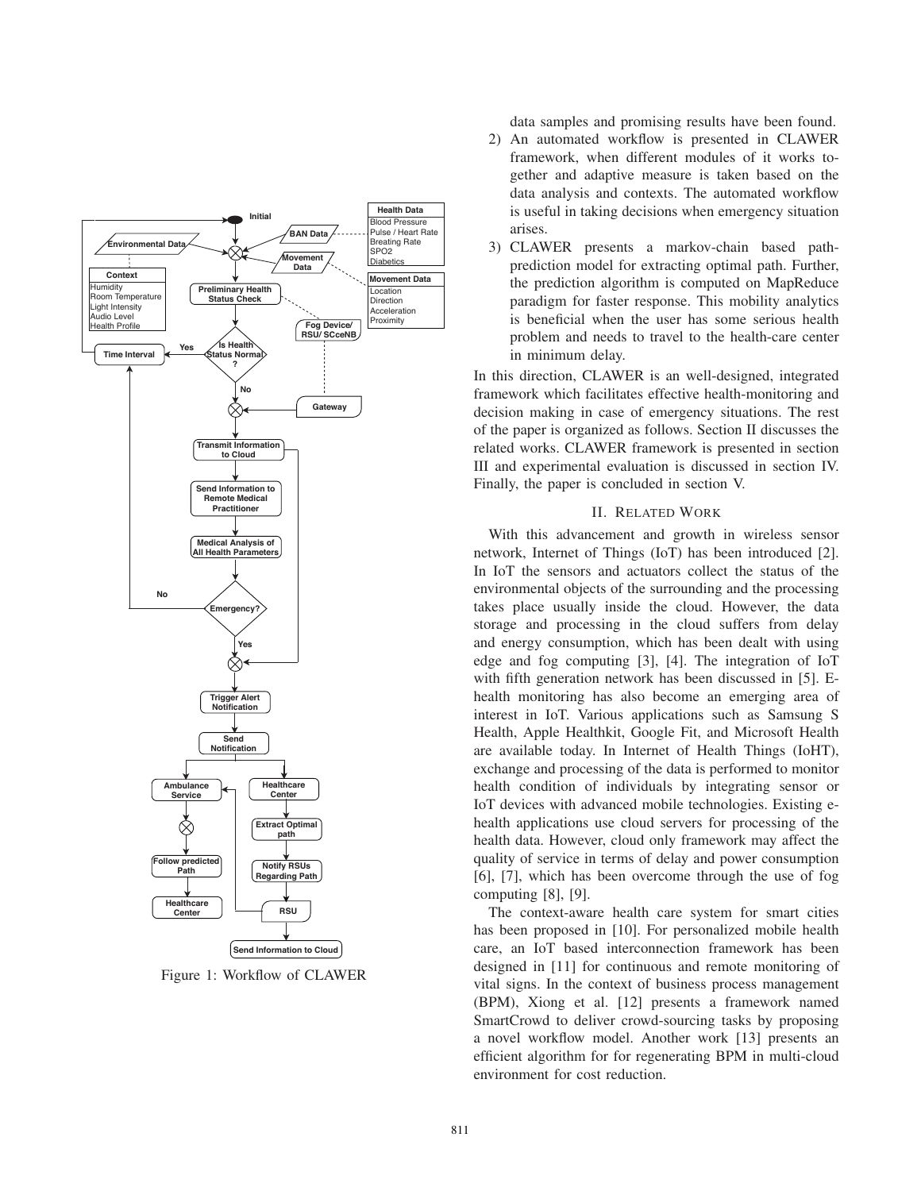Figure 1: Workflow of CLAWER

data samples and promising results have been found.

2) An automated workflow is presented in CLAWER framework, when different modules of it works together and adaptive measure is taken based on the data analysis and contexts. The automated workflow is useful in taking decisions when emergency situation arises.
3) CLAWER presents a markov-chain based path-prediction model for extracting optimal path. Further, the prediction algorithm is computed on MapReduce paradigm for faster response. This mobility analytics is beneficial when the user has some serious health problem and needs to travel to the health-care center in minimum delay.

In this direction, CLAWER is an well-designed, integrated framework which facilitates effective health-monitoring and decision making in case of emergency situations. The rest of the paper is organized as follows. Section II discusses the related works. CLAWER framework is presented in section III and experimental evaluation is discussed in section IV. Finally, the paper is concluded in section V.

## II. Related Work

With this advancement and growth in wireless sensor network, Internet of Things (IoT) has been introduced [2]. In IoT the sensors and actuators collect the status of the environmental objects of the surrounding and the processing takes place usually inside the cloud. However, the data storage and processing in the cloud suffers from delay and energy consumption, which has been dealt with using edge and fog computing [3], [4]. The integration of IoT with fifth generation network has been discussed in [5]. E-health monitoring has also become an emerging area of interest in IoT. Various applications such as Samsung S Health, Apple Healthkit, Google Fit, and Microsoft Health are available today. In Internet of Health Things (IoHT), exchange and processing of the data is performed to monitor health condition of individuals by integrating sensor or IoT devices with advanced mobile technologies. Existing e-health applications use cloud servers for processing of the health data. However, cloud only framework may affect the quality of service in terms of delay and power consumption [6], [7], which has been overcome through the use of fog computing [8], [9].

The context-aware health care system for smart cities has been proposed in [10]. For personalized mobile health care, an IoT based interconnection framework has been designed in [11] for continuous and remote monitoring of vital signs. In the context of business process management (BPM), Xiong et al. [12] presents a framework named SmartCrowd to deliver crowd-sourcing tasks by proposing a novel workflow model. Another work [13] presents an efficient algorithm for for regenerating BPM in multi-cloud environment for cost reduction.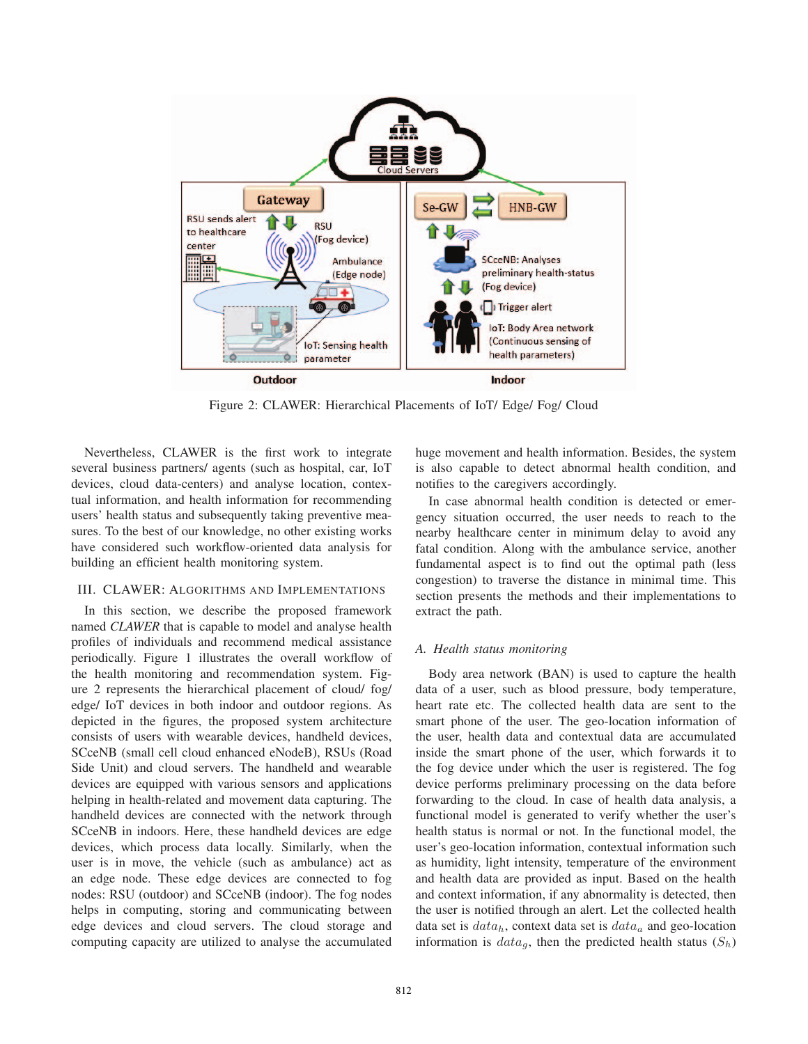Figure 2: CLAWER: Hierarchical Placements of IoT/ Edge/ Fog/ Cloud

Nevertheless, CLAWER is the first work to integrate several business partners/ agents (such as hospital, car, IoT devices, cloud data-centers) and analyse location, contextual information, and health information for recommending users' health status and subsequently taking preventive measures. To the best of our knowledge, no other existing works have considered such workflow-oriented data analysis for building an efficient health monitoring system.

## III. CLAWER: Algorithms and Implementations

In this section, we describe the proposed framework named *CLAWER* that is capable to model and analyse health profiles of individuals and recommend medical assistance periodically. Figure 1 illustrates the overall workflow of the health monitoring and recommendation system. Figure 2 represents the hierarchical placement of cloud/ fog/ edge/ IoT devices in both indoor and outdoor regions. As depicted in the figures, the proposed system architecture consists of users with wearable devices, handheld devices, SCceNB (small cell cloud enhanced eNodeB), RSUs (Road Side Unit) and cloud servers. The handheld and wearable devices are equipped with various sensors and applications helping in health-related and movement data capturing. The handheld devices are connected with the network through SCceNB in indoors. Here, these handheld devices are edge devices, which process data locally. Similarly, when the user is in move, the vehicle (such as ambulance) act as an edge node. These edge devices are connected to fog nodes: RSU (outdoor) and SCceNB (indoor). The fog nodes helps in computing, storing and communicating between edge devices and cloud servers. The cloud storage and computing capacity are utilized to analyse the accumulated huge movement and health information. Besides, the system is also capable to detect abnormal health condition, and notifies to the caregivers accordingly.

In case abnormal health condition is detected or emergency situation occurred, the user needs to reach to the nearby healthcare center in minimum delay to avoid any fatal condition. Along with the ambulance service, another fundamental aspect is to find out the optimal path (less congestion) to traverse the distance in minimal time. This section presents the methods and their implementations to extract the path.

### A. Health status monitoring

Body area network (BAN) is used to capture the health data of a user, such as blood pressure, body temperature, heart rate etc. The collected health data are sent to the smart phone of the user. The geo-location information of the user, health data and contextual data are accumulated inside the smart phone of the user, which forwards it to the fog device under which the user is registered. The fog device performs preliminary processing on the data before forwarding to the cloud. In case of health data analysis, a functional model is generated to verify whether the user's health status is normal or not. In the functional model, the user's geo-location information, contextual information such as humidity, light intensity, temperature of the environment and health data are provided as input. Based on the health and context information, if any abnormality is detected, then the user is notified through an alert. Let the collected health data set is $data_h$, context data set is $data_a$ and geo-location information is $data_g$, then the predicted health status ($S_h$)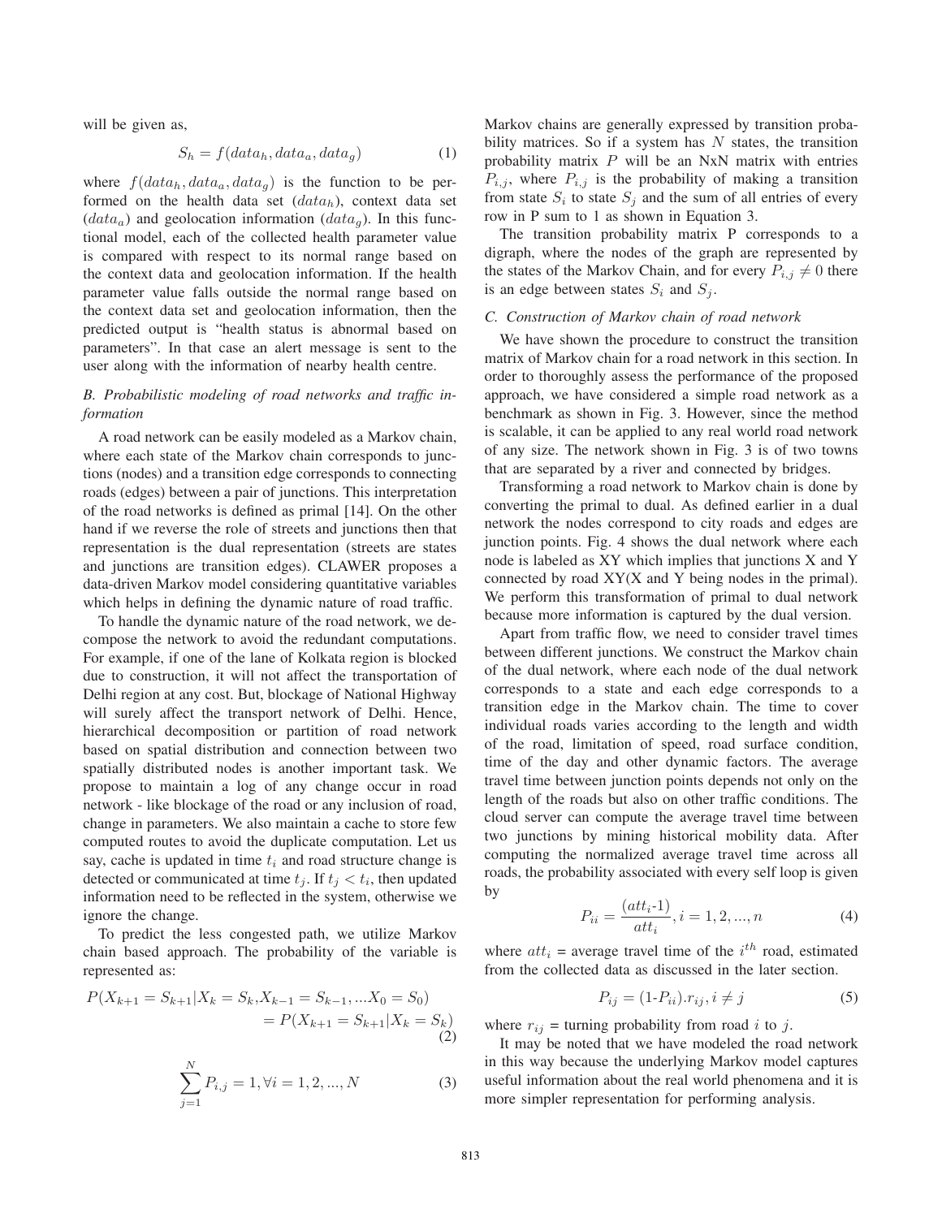will be given as,

$$S_h = f(data_h, data_a, data_g) \tag{1}$$

where $f(data_h, data_a, data_g)$ is the function to be performed on the health data set ($data_h$), context data set ($data_a$) and geolocation information ($data_g$). In this functional model, each of the collected health parameter value is compared with respect to its normal range based on the context data and geolocation information. If the health parameter value falls outside the normal range based on the context data set and geolocation information, then the predicted output is "health status is abnormal based on parameters". In that case an alert message is sent to the user along with the information of nearby health centre.

### *B. Probabilistic modeling of road networks and traffic information*

A road network can be easily modeled as a Markov chain, where each state of the Markov chain corresponds to junctions (nodes) and a transition edge corresponds to connecting roads (edges) between a pair of junctions. This interpretation of the road networks is defined as primal [14]. On the other hand if we reverse the role of streets and junctions then that representation is the dual representation (streets are states and junctions are transition edges). CLAWER proposes a data-driven Markov model considering quantitative variables which helps in defining the dynamic nature of road traffic.

To handle the dynamic nature of the road network, we decompose the network to avoid the redundant computations. For example, if one of the lane of Kolkata region is blocked due to construction, it will not affect the transportation of Delhi region at any cost. But, blockage of National Highway will surely affect the transport network of Delhi. Hence, hierarchical decomposition or partition of road network based on spatial distribution and connection between two spatially distributed nodes is another important task. We propose to maintain a log of any change occur in road network - like blockage of the road or any inclusion of road, change in parameters. We also maintain a cache to store few computed routes to avoid the duplicate computation. Let us say, cache is updated in time $t_i$ and road structure change is detected or communicated at time $t_j$. If $t_j < t_i$, then updated information need to be reflected in the system, otherwise we ignore the change.

To predict the less congested path, we utilize Markov chain based approach. The probability of the variable is represented as:

$$\begin{aligned} P(X_{k+1} = S_{k+1} | X_k = S_k, X_{k-1} = S_{k-1}, ... X_0 = S_0) \\ = P(X_{k+1} = S_{k+1} | X_k = S_k) \end{aligned} \tag{2}$$

$$\sum_{j=1}^{N} P_{i,j} = 1, \forall i = 1, 2, ..., N \tag{3}$$

Markov chains are generally expressed by transition probability matrices. So if a system has $N$ states, the transition probability matrix $P$ will be an NxN matrix with entries $P_{i,j}$, where $P_{i,j}$ is the probability of making a transition from state $S_i$ to state $S_j$ and the sum of all entries of every row in P sum to 1 as shown in Equation 3.

The transition probability matrix P corresponds to a digraph, where the nodes of the graph are represented by the states of the Markov Chain, and for every $P_{i,j} \neq 0$ there is an edge between states $S_i$ and $S_j$.

### *C. Construction of Markov chain of road network*

We have shown the procedure to construct the transition matrix of Markov chain for a road network in this section. In order to thoroughly assess the performance of the proposed approach, we have considered a simple road network as a benchmark as shown in Fig. 3. However, since the method is scalable, it can be applied to any real world road network of any size. The network shown in Fig. 3 is of two towns that are separated by a river and connected by bridges.

Transforming a road network to Markov chain is done by converting the primal to dual. As defined earlier in a dual network the nodes correspond to city roads and edges are junction points. Fig. 4 shows the dual network where each node is labeled as XY which implies that junctions X and Y connected by road XY(X and Y being nodes in the primal). We perform this transformation of primal to dual network because more information is captured by the dual version.

Apart from traffic flow, we need to consider travel times between different junctions. We construct the Markov chain of the dual network, where each node of the dual network corresponds to a state and each edge corresponds to a transition edge in the Markov chain. The time to cover individual roads varies according to the length and width of the road, limitation of speed, road surface condition, time of the day and other dynamic factors. The average travel time between junction points depends not only on the length of the roads but also on other traffic conditions. The cloud server can compute the average travel time between two junctions by mining historical mobility data. After computing the normalized average travel time across all roads, the probability associated with every self loop is given by

$$P_{ii} = \frac{(att_i\text{-}1)}{att_i}, i = 1, 2, ..., n \tag{4}$$

where $att_i$ = average travel time of the $i^{th}$ road, estimated from the collected data as discussed in the later section.

$$P_{ij} = (1\text{-}P_{ii}).r_{ij}, i \neq j \tag{5}$$

where $r_{ij}$ = turning probability from road $i$ to $j$.

It may be noted that we have modeled the road network in this way because the underlying Markov model captures useful information about the real world phenomena and it is more simpler representation for performing analysis.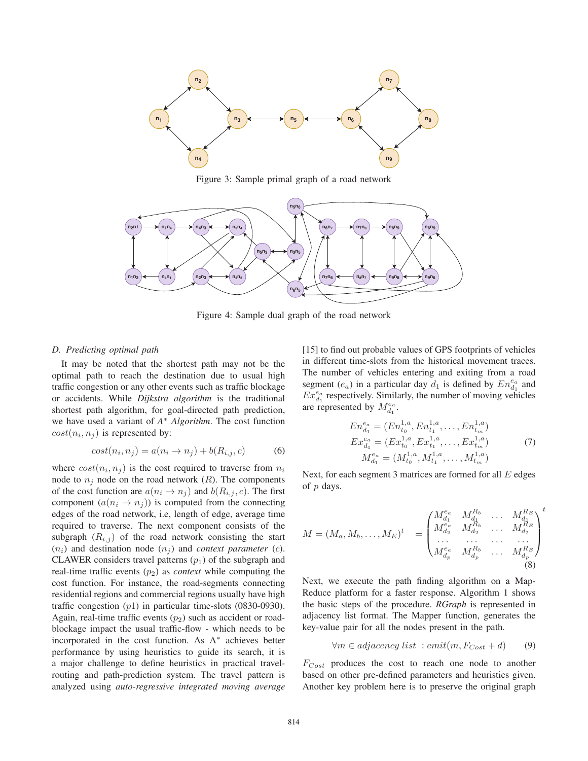Figure 3: Sample primal graph of a road network

Figure 4: Sample dual graph of the road network

### D. Predicting optimal path

It may be noted that the shortest path may not be the optimal path to reach the destination due to usual high traffic congestion or any other events such as traffic blockage or accidents. While *Dijkstra algorithm* is the traditional shortest path algorithm, for goal-directed path prediction, we have used a variant of *A\* Algorithm*. The cost function $cost(n_i, n_j)$ is represented by:

$$cost(n_i, n_j) = a(n_i \rightarrow n_j) + b(R_{i,j}, c) \quad (6)$$

where $cost(n_i, n_j)$ is the cost required to traverse from $n_i$ node to $n_j$ node on the road network ($R$). The components of the cost function are $a(n_i \rightarrow n_j)$ and $b(R_{i,j}, c)$. The first component ($a(n_i \rightarrow n_j)$) is computed from the connecting edges of the road network, i.e, length of edge, average time required to traverse. The next component consists of the subgraph ($R_{i,j}$) of the road network consisting the start ($n_i$) and destination node ($n_j$) and *context parameter* ($c$). CLAWER considers travel patterns ($p_1$) of the subgraph and real-time traffic events ($p_2$) as *context* while computing the cost function. For instance, the road-segments connecting residential regions and commercial regions usually have high traffic congestion ($p1$) in particular time-slots (0830-0930). Again, real-time traffic events ($p_2$) such as accident or road-blockage impact the usual traffic-flow - which needs to be incorporated in the cost function. As A$^*$ achieves better performance by using heuristics to guide its search, it is a major challenge to define heuristics in practical travel-routing and path-prediction system. The travel pattern is analyzed using *auto-regressive integrated moving average* [15] to find out probable values of GPS footprints of vehicles in different time-slots from the historical movement traces. The number of vehicles entering and exiting from a road segment ($e_a$) in a particular day $d_1$ is defined by $En_{d_1}^{e_a}$ and $Ex_{d_1}^{e_a}$ respectively. Similarly, the number of moving vehicles are represented by $M_{d_1}^{e_a}$.

$$\begin{aligned} En_{d_1}^{e_a} &= (En_{t_0}^{1,a}, En_{t_1}^{1,a}, \ldots, En_{t_m}^{1,a}) \\ Ex_{d_1}^{e_a} &= (Ex_{t_0}^{1,a}, Ex_{t_1}^{1,a}, \ldots, Ex_{t_m}^{1,a}) \\ M_{d_1}^{e_a} &= (M_{t_0}^{1,a}, M_{t_1}^{1,a}, \ldots, M_{t_m}^{1,a}) \end{aligned} \quad (7)$$

Next, for each segment 3 matrices are formed for all $E$ edges of $p$ days.

$$M = (M_a, M_b, \ldots, M_E)^t \quad = \begin{pmatrix} M_{d_1}^{e_a} & M_{d_1}^{R_b} & \ldots & M_{d_1}^{R_E} \\ M_{d_2}^{e_a} & M_{d_2}^{R_b} & \ldots & M_{d_2}^{R_E} \\ \ldots & \ldots & \ldots & \ldots \\ M_{d_p}^{e_a} & M_{d_p}^{R_b} & \ldots & M_{d_p}^{R_E} \end{pmatrix}^t \quad (8)$$

Next, we execute the path finding algorithm on a Map-Reduce platform for a faster response. Algorithm 1 shows the basic steps of the procedure. *RGraph* is represented in adjacency list format. The Mapper function, generates the key-value pair for all the nodes present in the path.

$$\forall m \in adjacency\ list\ : emit(m, F_{Cost} + d) \quad (9)$$

$F_{Cost}$ produces the cost to reach one node to another based on other pre-defined parameters and heuristics given. Another key problem here is to preserve the original graph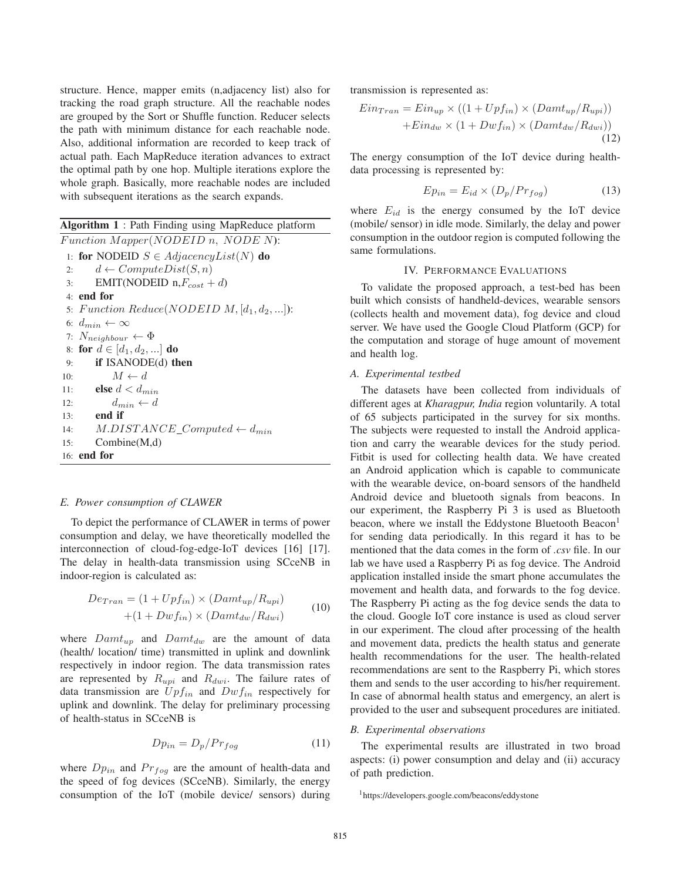structure. Hence, mapper emits (n,adjacency list) also for tracking the road graph structure. All the reachable nodes are grouped by the Sort or Shuffle function. Reducer selects the path with minimum distance for each reachable node. Also, additional information are recorded to keep track of actual path. Each MapReduce iteration advances to extract the optimal path by one hop. Multiple iterations explore the whole graph. Basically, more reachable nodes are included with subsequent iterations as the search expands.

**Algorithm 1** : Path Finding using MapReduce platform

```
Function Mapper(NODEID n, NODE N):
1:  for NODEID S ∈ AdjacencyList(N) do
2:      d ← ComputeDist(S, n)
3:      EMIT(NODEID n, F_cost + d)
4:  end for
5:  Function Reduce(NODEID M, [d_1, d_2, ...]):
6:  d_min ← ∞
7:  N_neighbour ← Φ
8:  for d ∈ [d_1, d_2, ...] do
9:      if ISANODE(d) then
10:         M ← d
11:     else d < d_min
12:         d_min ← d
13:     end if
14:     M.DISTANCE_Computed ← d_min
15:     Combine(M,d)
16: end for
```

### E. Power consumption of CLAWER

To depict the performance of CLAWER in terms of power consumption and delay, we have theoretically modelled the interconnection of cloud-fog-edge-IoT devices [16] [17]. The delay in health-data transmission using SCceNB in indoor-region is calculated as:

$$De_{Tran} = (1 + Upf_{in}) \times (Damt_{up}/R_{upi}) + (1 + Dwf_{in}) \times (Damt_{dw}/R_{dwi}) \tag{10}$$

where $Damt_{up}$ and $Damt_{dw}$ are the amount of data (health/ location/ time) transmitted in uplink and downlink respectively in indoor region. The data transmission rates are represented by $R_{upi}$ and $R_{dwi}$. The failure rates of data transmission are $Upf_{in}$ and $Dwf_{in}$ respectively for uplink and downlink. The delay for preliminary processing of health-status in SCceNB is

$$Dp_{in} = D_p/Pr_{fog} \tag{11}$$

where $Dp_{in}$ and $Pr_{fog}$ are the amount of health-data and the speed of fog devices (SCceNB). Similarly, the energy consumption of the IoT (mobile device/ sensors) during transmission is represented as:

$$Ein_{Tran} = Ein_{up} \times ((1 + Upf_{in}) \times (Damt_{up}/R_{upi})) + Ein_{dw} \times (1 + Dwf_{in}) \times (Damt_{dw}/R_{dwi})) \tag{12}$$

The energy consumption of the IoT device during health-data processing is represented by:

$$Ep_{in} = E_{id} \times (D_p/Pr_{fog}) \tag{13}$$

where $E_{id}$ is the energy consumed by the IoT device (mobile/ sensor) in idle mode. Similarly, the delay and power consumption in the outdoor region is computed following the same formulations.

## IV. Performance Evaluations

To validate the proposed approach, a test-bed has been built which consists of handheld-devices, wearable sensors (collects health and movement data), fog device and cloud server. We have used the Google Cloud Platform (GCP) for the computation and storage of huge amount of movement and health log.

### A. Experimental testbed

The datasets have been collected from individuals of different ages at *Kharagpur, India* region voluntarily. A total of 65 subjects participated in the survey for six months. The subjects were requested to install the Android application and carry the wearable devices for the study period. Fitbit is used for collecting health data. We have created an Android application which is capable to communicate with the wearable device, on-board sensors of the handheld Android device and bluetooth signals from beacons. In our experiment, the Raspberry Pi 3 is used as Bluetooth beacon, where we install the Eddystone Bluetooth Beacon[1] for sending data periodically. In this regard it has to be mentioned that the data comes in the form of *.csv* file. In our lab we have used a Raspberry Pi as fog device. The Android application installed inside the smart phone accumulates the movement and health data, and forwards to the fog device. The Raspberry Pi acting as the fog device sends the data to the cloud. Google IoT core instance is used as cloud server in our experiment. The cloud after processing of the health and movement data, predicts the health status and generate health recommendations for the user. The health-related recommendations are sent to the Raspberry Pi, which stores them and sends to the user according to his/her requirement. In case of abnormal health status and emergency, an alert is provided to the user and subsequent procedures are initiated.

### B. Experimental observations

The experimental results are illustrated in two broad aspects: (i) power consumption and delay and (ii) accuracy of path prediction.

[1] https://developers.google.com/beacons/eddystone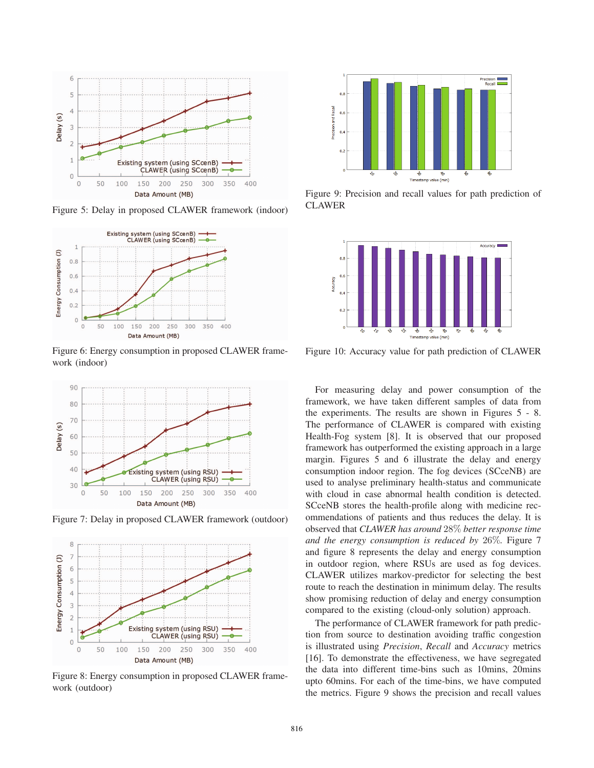Figure 5: Delay in proposed CLAWER framework (indoor)

Figure 6: Energy consumption in proposed CLAWER framework (indoor)

Figure 7: Delay in proposed CLAWER framework (outdoor)

Figure 8: Energy consumption in proposed CLAWER framework (outdoor)

Figure 9: Precision and recall values for path prediction of CLAWER

Figure 10: Accuracy value for path prediction of CLAWER

For measuring delay and power consumption of the framework, we have taken different samples of data from the experiments. The results are shown in Figures 5 - 8. The performance of CLAWER is compared with existing Health-Fog system [8]. It is observed that our proposed framework has outperformed the existing approach in a large margin. Figures 5 and 6 illustrate the delay and energy consumption indoor region. The fog devices (SCceNB) are used to analyse preliminary health-status and communicate with cloud in case abnormal health condition is detected. SCceNB stores the health-profile along with medicine recommendations of patients and thus reduces the delay. It is observed that *CLAWER has around* $28\%$ *better response time and the energy consumption is reduced by* $26\%$. Figure 7 and figure 8 represents the delay and energy consumption in outdoor region, where RSUs are used as fog devices. CLAWER utilizes markov-predictor for selecting the best route to reach the destination in minimum delay. The results show promising reduction of delay and energy consumption compared to the existing (cloud-only solution) approach.

The performance of CLAWER framework for path prediction from source to destination avoiding traffic congestion is illustrated using *Precision*, *Recall* and *Accuracy* metrics [16]. To demonstrate the effectiveness, we have segregated the data into different time-bins such as 10mins, 20mins upto 60mins. For each of the time-bins, we have computed the metrics. Figure 9 shows the precision and recall values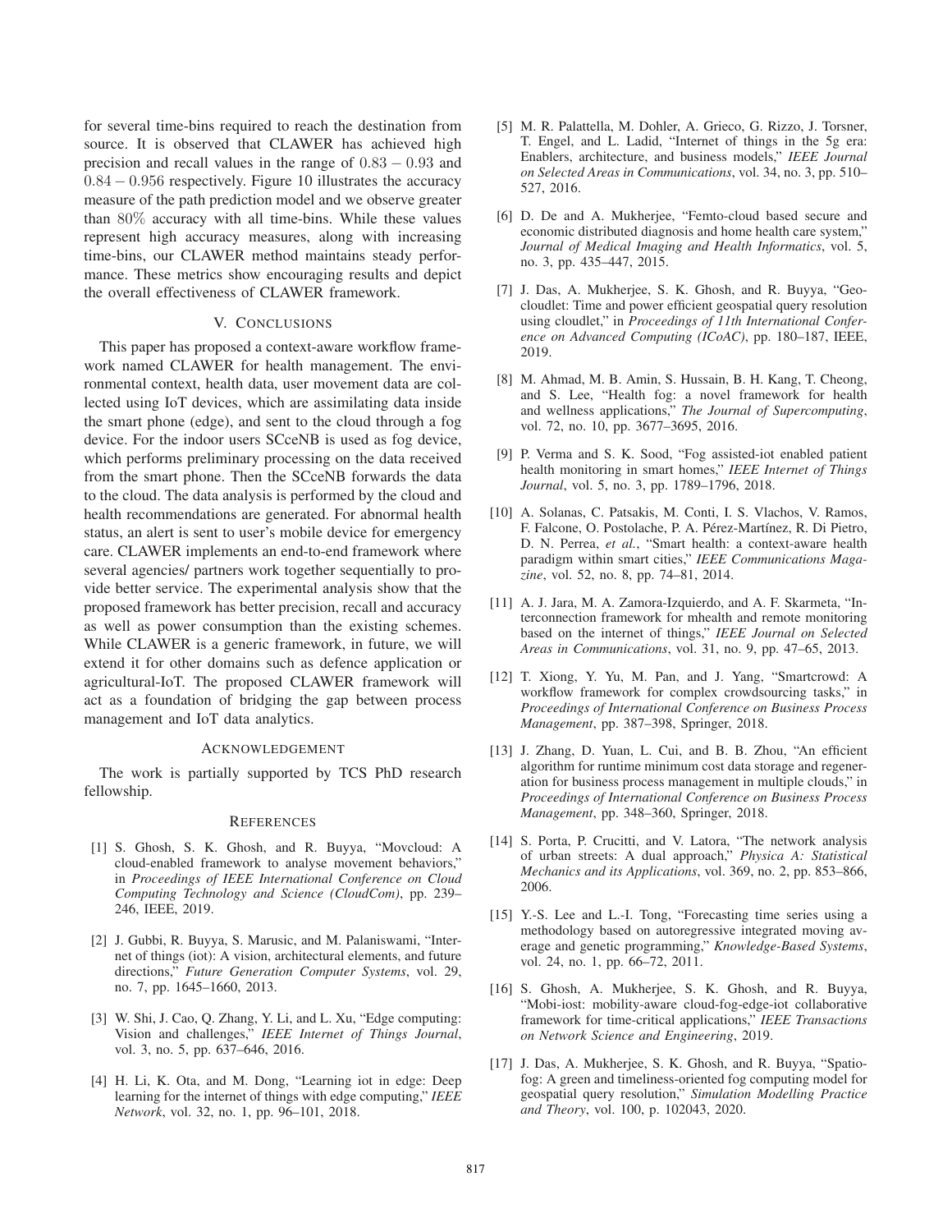for several time-bins required to reach the destination from source. It is observed that CLAWER has achieved high precision and recall values in the range of $0.83-0.93$ and $0.84-0.956$ respectively. Figure 10 illustrates the accuracy measure of the path prediction model and we observe greater than $80\%$ accuracy with all time-bins. While these values represent high accuracy measures, along with increasing time-bins, our CLAWER method maintains steady performance. These metrics show encouraging results and depict the overall effectiveness of CLAWER framework.

## V. Conclusions

This paper has proposed a context-aware workflow framework named CLAWER for health management. The environmental context, health data, user movement data are collected using IoT devices, which are assimilating data inside the smart phone (edge), and sent to the cloud through a fog device. For the indoor users SCceNB is used as fog device, which performs preliminary processing on the data received from the smart phone. Then the SCceNB forwards the data to the cloud. The data analysis is performed by the cloud and health recommendations are generated. For abnormal health status, an alert is sent to user's mobile device for emergency care. CLAWER implements an end-to-end framework where several agencies/ partners work together sequentially to provide better service. The experimental analysis show that the proposed framework has better precision, recall and accuracy as well as power consumption than the existing schemes. While CLAWER is a generic framework, in future, we will extend it for other domains such as defence application or agricultural-IoT. The proposed CLAWER framework will act as a foundation of bridging the gap between process management and IoT data analytics.

## Acknowledgement

The work is partially supported by TCS PhD research fellowship.

## References

[1] S. Ghosh, S. K. Ghosh, and R. Buyya, "Movcloud: A cloud-enabled framework to analyse movement behaviors," in *Proceedings of IEEE International Conference on Cloud Computing Technology and Science (CloudCom)*, pp. 239–246, IEEE, 2019.

[2] J. Gubbi, R. Buyya, S. Marusic, and M. Palaniswami, "Internet of things (iot): A vision, architectural elements, and future directions," *Future Generation Computer Systems*, vol. 29, no. 7, pp. 1645–1660, 2013.

[3] W. Shi, J. Cao, Q. Zhang, Y. Li, and L. Xu, "Edge computing: Vision and challenges," *IEEE Internet of Things Journal*, vol. 3, no. 5, pp. 637–646, 2016.

[4] H. Li, K. Ota, and M. Dong, "Learning iot in edge: Deep learning for the internet of things with edge computing," *IEEE Network*, vol. 32, no. 1, pp. 96–101, 2018.

[5] M. R. Palattella, M. Dohler, A. Grieco, G. Rizzo, J. Torsner, T. Engel, and L. Ladid, "Internet of things in the 5g era: Enablers, architecture, and business models," *IEEE Journal on Selected Areas in Communications*, vol. 34, no. 3, pp. 510–527, 2016.

[6] D. De and A. Mukherjee, "Femto-cloud based secure and economic distributed diagnosis and home health care system," *Journal of Medical Imaging and Health Informatics*, vol. 5, no. 3, pp. 435–447, 2015.

[7] J. Das, A. Mukherjee, S. K. Ghosh, and R. Buyya, "Geocloudlet: Time and power efficient geospatial query resolution using cloudlet," in *Proceedings of 11th International Conference on Advanced Computing (ICoAC)*, pp. 180–187, IEEE, 2019.

[8] M. Ahmad, M. B. Amin, S. Hussain, B. H. Kang, T. Cheong, and S. Lee, "Health fog: a novel framework for health and wellness applications," *The Journal of Supercomputing*, vol. 72, no. 10, pp. 3677–3695, 2016.

[9] P. Verma and S. K. Sood, "Fog assisted-iot enabled patient health monitoring in smart homes," *IEEE Internet of Things Journal*, vol. 5, no. 3, pp. 1789–1796, 2018.

[10] A. Solanas, C. Patsakis, M. Conti, I. S. Vlachos, V. Ramos, F. Falcone, O. Postolache, P. A. Pérez-Martínez, R. Di Pietro, D. N. Perrea, *et al.*, "Smart health: a context-aware health paradigm within smart cities," *IEEE Communications Magazine*, vol. 52, no. 8, pp. 74–81, 2014.

[11] A. J. Jara, M. A. Zamora-Izquierdo, and A. F. Skarmeta, "Interconnection framework for mhealth and remote monitoring based on the internet of things," *IEEE Journal on Selected Areas in Communications*, vol. 31, no. 9, pp. 47–65, 2013.

[12] T. Xiong, Y. Yu, M. Pan, and J. Yang, "Smartcrowd: A workflow framework for complex crowdsourcing tasks," in *Proceedings of International Conference on Business Process Management*, pp. 387–398, Springer, 2018.

[13] J. Zhang, D. Yuan, L. Cui, and B. B. Zhou, "An efficient algorithm for runtime minimum cost data storage and regeneration for business process management in multiple clouds," in *Proceedings of International Conference on Business Process Management*, pp. 348–360, Springer, 2018.

[14] S. Porta, P. Crucitti, and V. Latora, "The network analysis of urban streets: A dual approach," *Physica A: Statistical Mechanics and its Applications*, vol. 369, no. 2, pp. 853–866, 2006.

[15] Y.-S. Lee and L.-I. Tong, "Forecasting time series using a methodology based on autoregressive integrated moving average and genetic programming," *Knowledge-Based Systems*, vol. 24, no. 1, pp. 66–72, 2011.

[16] S. Ghosh, A. Mukherjee, S. K. Ghosh, and R. Buyya, "Mobi-iost: mobility-aware cloud-fog-edge-iot collaborative framework for time-critical applications," *IEEE Transactions on Network Science and Engineering*, 2019.

[17] J. Das, A. Mukherjee, S. K. Ghosh, and R. Buyya, "Spatio-fog: A green and timeliness-oriented fog computing model for geospatial query resolution," *Simulation Modelling Practice and Theory*, vol. 100, p. 102043, 2020.